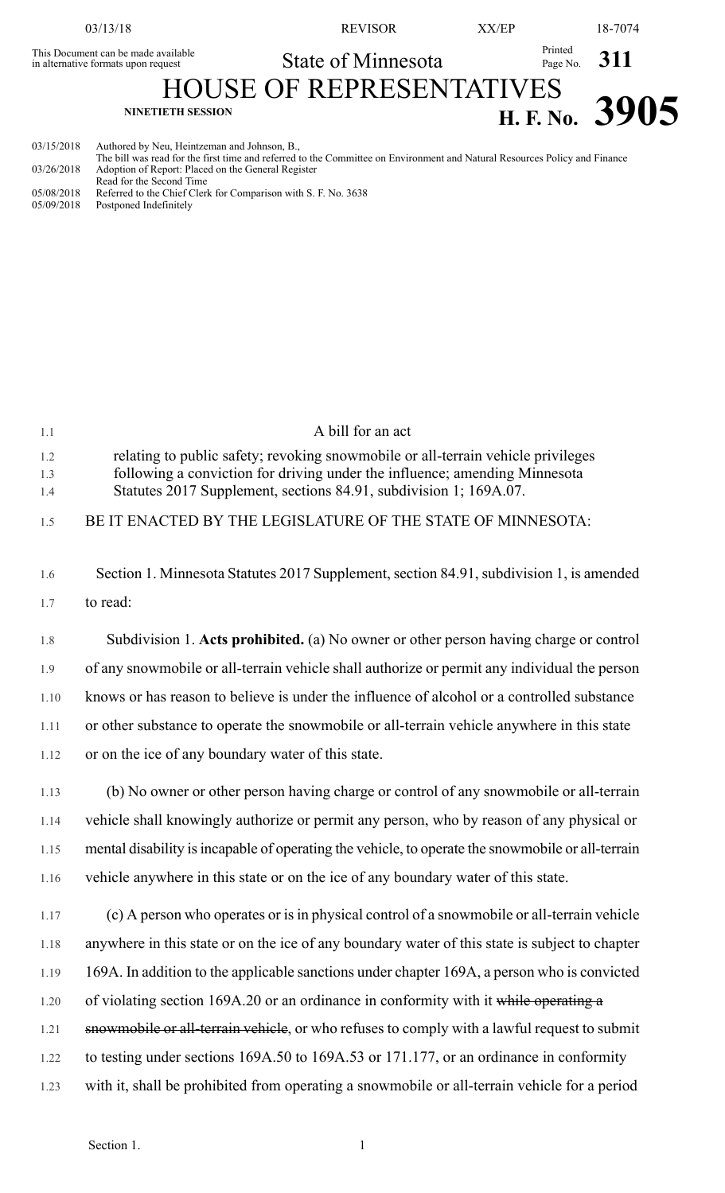This Document can be made available in alternative formats upon request

State of Minnesota

# HOUSE OF REPRESENTATIVES

**NINETIETH SESSION**

**H. F. No. 3905**

03/15/2018 Authored by Neu, Heintzeman and Johnson, B.,
The bill was read for the first time and referred to the Committee on Environment and Natural Resources Policy and Finance
03/26/2018 Adoption of Report: Placed on the General Register
Read for the Second Time
05/08/2018 Referred to the Chief Clerk for Comparison with S. F. No. 3638
05/09/2018 Postponed Indefinitely

A bill for an act

relating to public safety; revoking snowmobile or all-terrain vehicle privileges following a conviction for driving under the influence; amending Minnesota Statutes 2017 Supplement, sections 84.91, subdivision 1; 169A.07.

BE IT ENACTED BY THE LEGISLATURE OF THE STATE OF MINNESOTA:

Section 1. Minnesota Statutes 2017 Supplement, section 84.91, subdivision 1, is amended to read:

Subdivision 1. **Acts prohibited.** (a) No owner or other person having charge or control of any snowmobile or all-terrain vehicle shall authorize or permit any individual the person knows or has reason to believe is under the influence of alcohol or a controlled substance or other substance to operate the snowmobile or all-terrain vehicle anywhere in this state or on the ice of any boundary water of this state.

(b) No owner or other person having charge or control of any snowmobile or all-terrain vehicle shall knowingly authorize or permit any person, who by reason of any physical or mental disability is incapable of operating the vehicle, to operate the snowmobile or all-terrain vehicle anywhere in this state or on the ice of any boundary water of this state.

(c) A person who operates or is in physical control of a snowmobile or all-terrain vehicle anywhere in this state or on the ice of any boundary water of this state is subject to chapter 169A. In addition to the applicable sanctions under chapter 169A, a person who is convicted of violating section 169A.20 or an ordinance in conformity with it ~~while operating a snowmobile or all-terrain vehicle~~, or who refuses to comply with a lawful request to submit to testing under sections 169A.50 to 169A.53 or 171.177, or an ordinance in conformity with it, shall be prohibited from operating a snowmobile or all-terrain vehicle for a period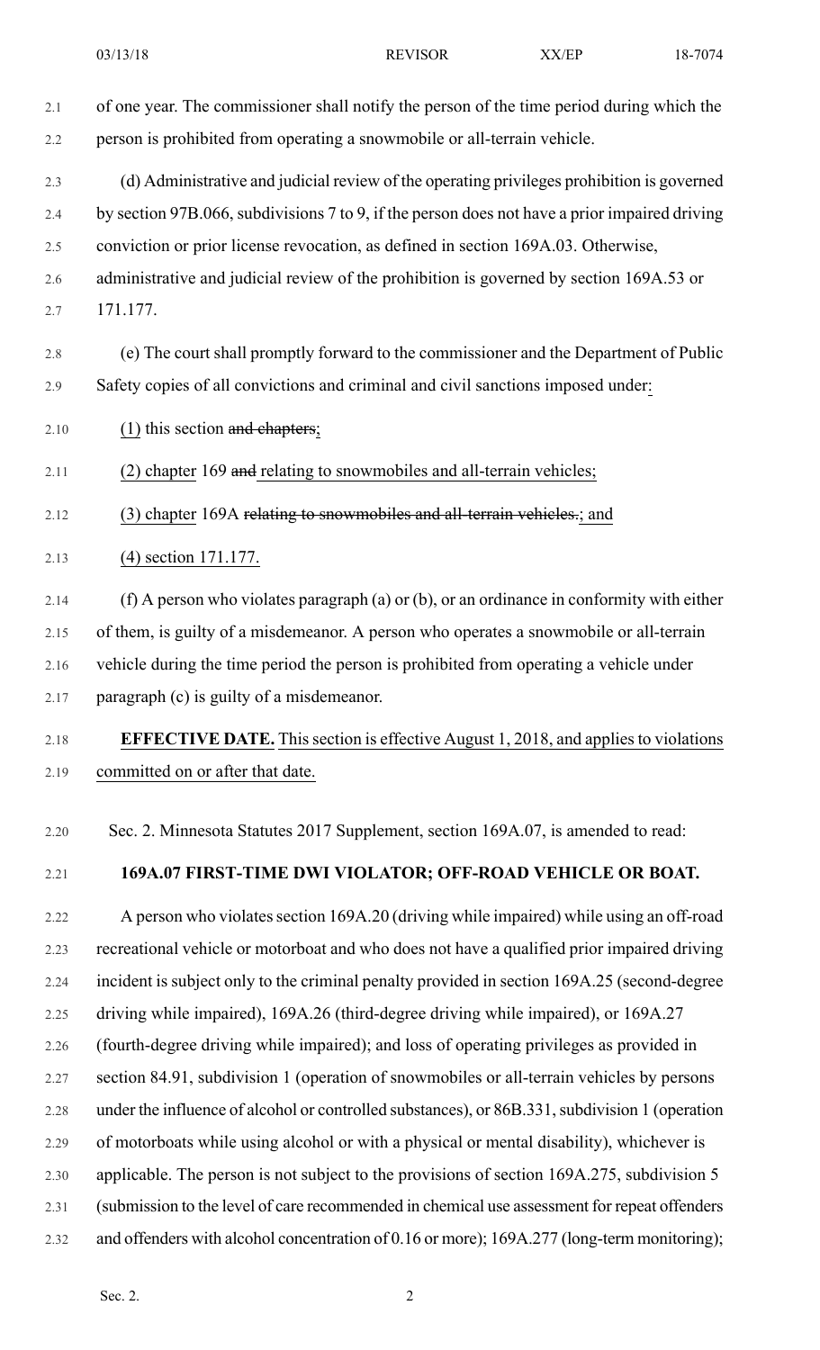of one year. The commissioner shall notify the person of the time period during which the person is prohibited from operating a snowmobile or all-terrain vehicle.

(d) Administrative and judicial review of the operating privileges prohibition is governed by section 97B.066, subdivisions 7 to 9, if the person does not have a prior impaired driving conviction or prior license revocation, as defined in section 169A.03. Otherwise, administrative and judicial review of the prohibition is governed by section 169A.53 or 171.177.

(e) The court shall promptly forward to the commissioner and the Department of Public Safety copies of all convictions and criminal and civil sanctions imposed under:

(1) this section ~~and chapters~~;

(2) chapter 169 ~~and~~ relating to snowmobiles and all-terrain vehicles;

(3) chapter 169A ~~relating to snowmobiles and all-terrain vehicles.~~; and

(4) section 171.177.

(f) A person who violates paragraph (a) or (b), or an ordinance in conformity with either of them, is guilty of a misdemeanor. A person who operates a snowmobile or all-terrain vehicle during the time period the person is prohibited from operating a vehicle under paragraph (c) is guilty of a misdemeanor.

**EFFECTIVE DATE.** This section is effective August 1, 2018, and applies to violations committed on or after that date.

Sec. 2. Minnesota Statutes 2017 Supplement, section 169A.07, is amended to read:

**169A.07 FIRST-TIME DWI VIOLATOR; OFF-ROAD VEHICLE OR BOAT.**

A person who violates section 169A.20 (driving while impaired) while using an off-road recreational vehicle or motorboat and who does not have a qualified prior impaired driving incident is subject only to the criminal penalty provided in section 169A.25 (second-degree driving while impaired), 169A.26 (third-degree driving while impaired), or 169A.27 (fourth-degree driving while impaired); and loss of operating privileges as provided in section 84.91, subdivision 1 (operation of snowmobiles or all-terrain vehicles by persons under the influence of alcohol or controlled substances), or 86B.331, subdivision 1 (operation of motorboats while using alcohol or with a physical or mental disability), whichever is applicable. The person is not subject to the provisions of section 169A.275, subdivision 5 (submission to the level of care recommended in chemical use assessment for repeat offenders and offenders with alcohol concentration of 0.16 or more); 169A.277 (long-term monitoring);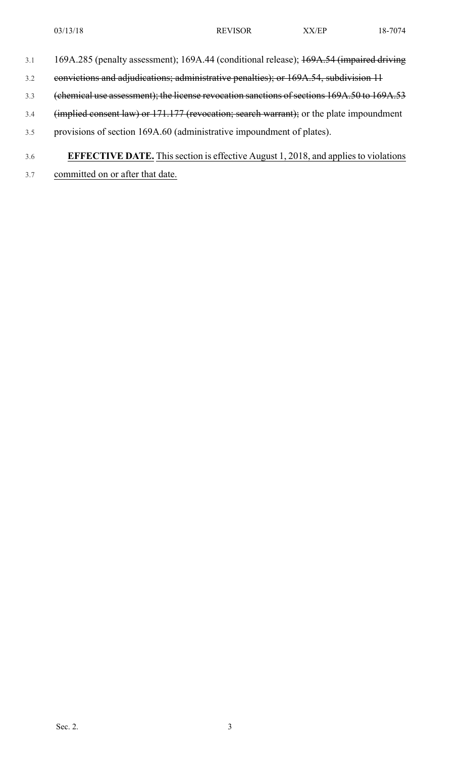169A.285 (penalty assessment); 169A.44 (conditional release); ~~169A.54 (impaired driving convictions and adjudications; administrative penalties); or 169A.54, subdivision 11 (chemical use assessment); the license revocation sanctions of sections 169A.50 to 169A.53 (implied consent law) or 171.177 (revocation; search warrant);~~ or the plate impoundment provisions of section 169A.60 (administrative impoundment of plates).

**EFFECTIVE DATE.** <u>This section is effective August 1, 2018, and applies to violations committed on or after that date.</u>